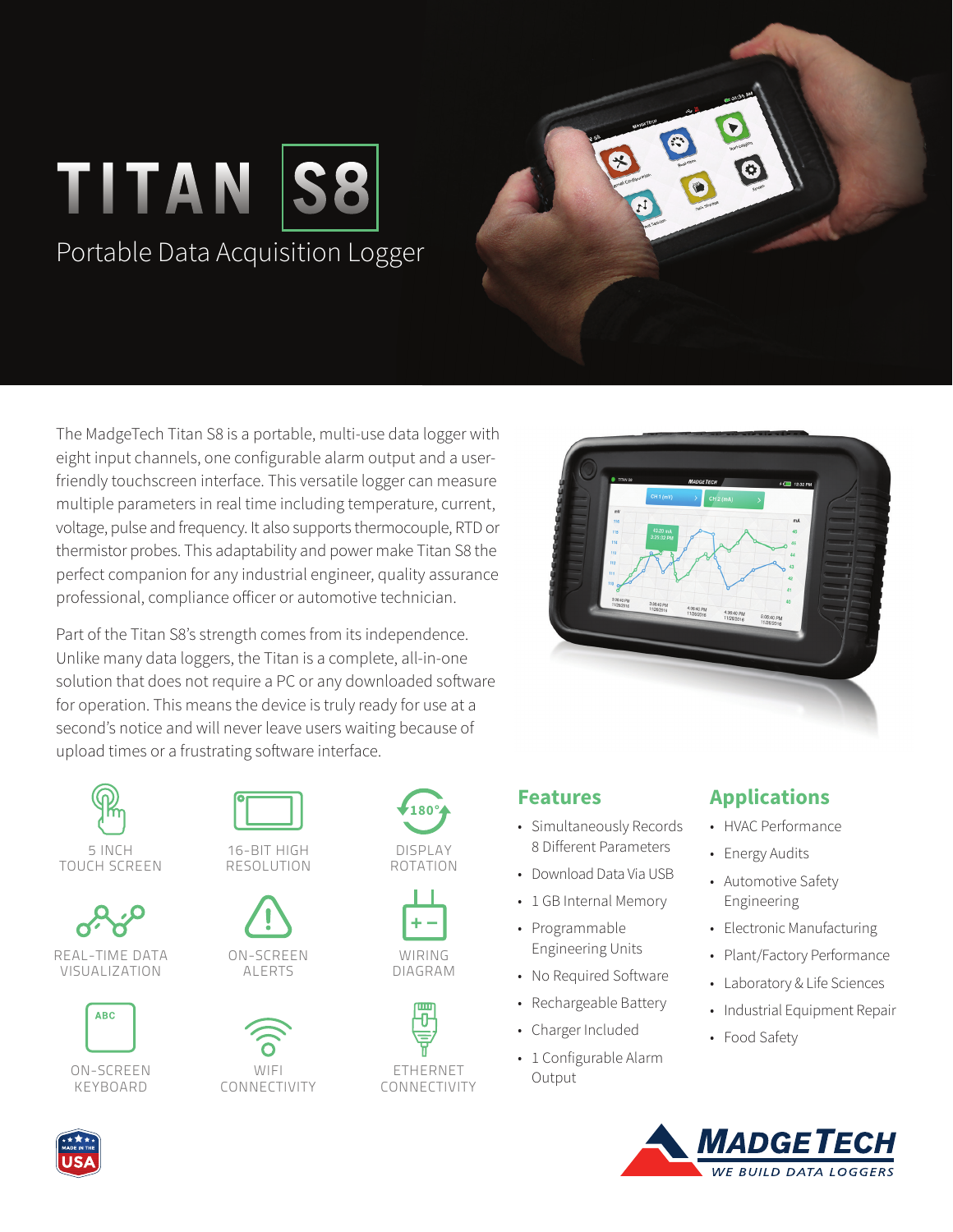# TITAN S8

Portable Data Acquisition Logger

The MadgeTech Titan S8 is a portable, multi-use data logger with eight input channels, one configurable alarm output and a user-friendly touchscreen interface. This versatile logger can measure multiple parameters in real time including temperature, current, voltage, pulse and frequency. It also supports thermocouple, RTD or thermistor probes. This adaptability and power make Titan S8 the perfect companion for any industrial engineer, quality assurance professional, compliance officer or automotive technician.

Part of the Titan S8's strength comes from its independence. Unlike many data loggers, the Titan is a complete, all-in-one solution that does not require a PC or any downloaded software for operation. This means the device is truly ready for use at a second's notice and will never leave users waiting because of upload times or a frustrating software interface.

- 5 INCH TOUCH SCREEN
- 16-BIT HIGH RESOLUTION
- DISPLAY ROTATION
- REAL-TIME DATA VISUALIZATION
- ON-SCREEN ALERTS
- WIRING DIAGRAM
- ON-SCREEN KEYBOARD
- WIFI CONNECTIVITY
- ETHERNET CONNECTIVITY

## Features

- Simultaneously Records 8 Different Parameters
- Download Data Via USB
- 1 GB Internal Memory
- Programmable Engineering Units
- No Required Software
- Rechargeable Battery
- Charger Included
- 1 Configurable Alarm Output

## Applications

- HVAC Performance
- Energy Audits
- Automotive Safety Engineering
- Electronic Manufacturing
- Plant/Factory Performance
- Laboratory & Life Sciences
- Industrial Equipment Repair
- Food Safety

MADE IN THE USA

MADGETECH — WE BUILD DATA LOGGERS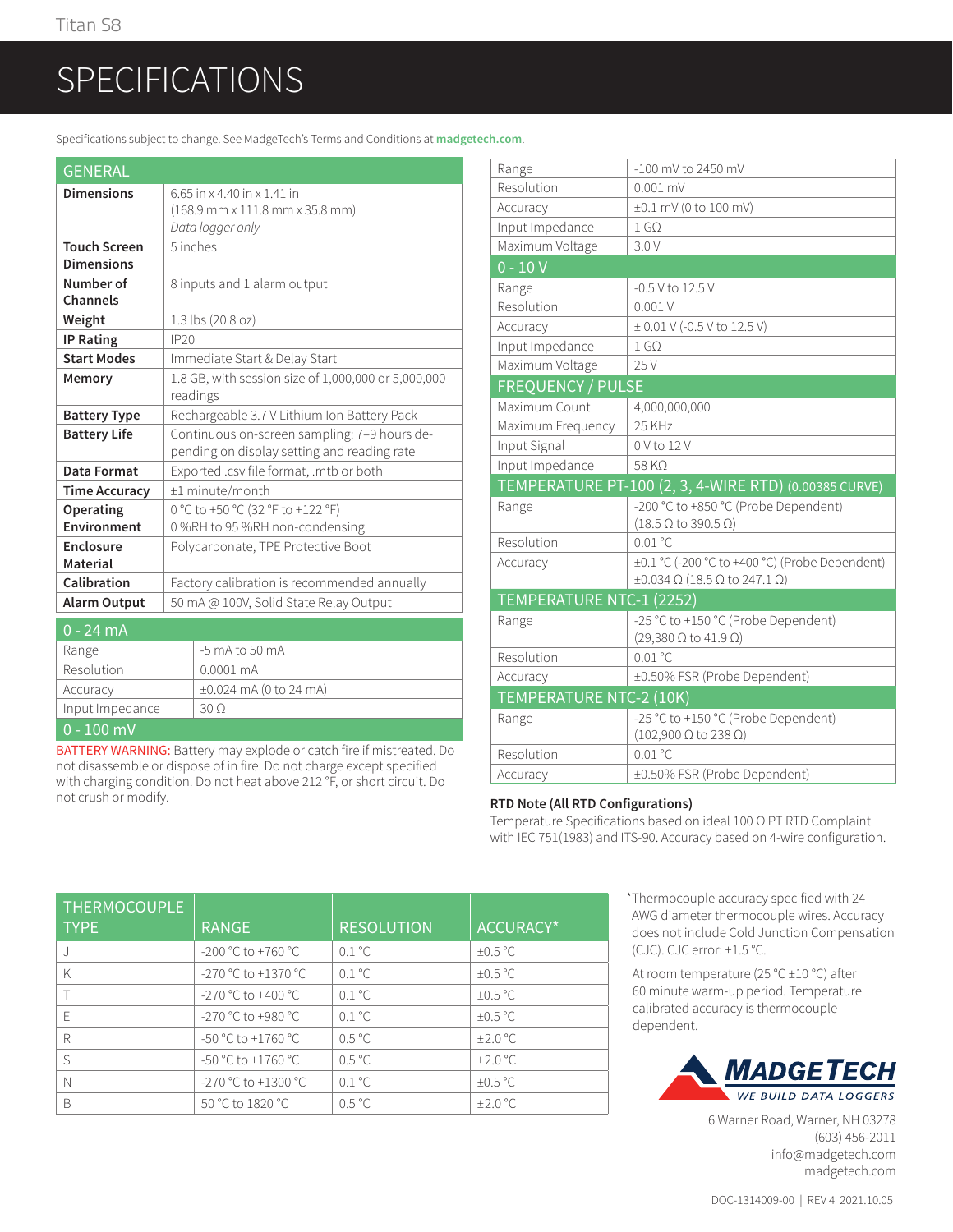# SPECIFICATIONS

Specifications subject to change. See MadgeTech's Terms and Conditions at **madgetech.com**.

## GENERAL

| | |
|---|---|
| **Dimensions** | 6.65 in x 4.40 in x 1.41 in (168.9 mm x 111.8 mm x 35.8 mm) *Data logger only* |
| **Touch Screen Dimensions** | 5 inches |
| **Number of Channels** | 8 inputs and 1 alarm output |
| **Weight** | 1.3 lbs (20.8 oz) |
| **IP Rating** | IP20 |
| **Start Modes** | Immediate Start & Delay Start |
| **Memory** | 1.8 GB, with session size of 1,000,000 or 5,000,000 readings |
| **Battery Type** | Rechargeable 3.7 V Lithium Ion Battery Pack |
| **Battery Life** | Continuous on-screen sampling: 7–9 hours depending on display setting and reading rate |
| **Data Format** | Exported .csv file format, .mtb or both |
| **Time Accuracy** | ±1 minute/month |
| **Operating Environment** | 0 °C to +50 °C (32 °F to +122 °F) 0 %RH to 95 %RH non-condensing |
| **Enclosure Material** | Polycarbonate, TPE Protective Boot |
| **Calibration** | Factory calibration is recommended annually |
| **Alarm Output** | 50 mA @ 100V, Solid State Relay Output |

## 0 - 24 mA

| | |
|---|---|
| Range | -5 mA to 50 mA |
| Resolution | 0.0001 mA |
| Accuracy | ±0.024 mA (0 to 24 mA) |
| Input Impedance | 30 Ω |

## 0 - 100 mV

| | |
|---|---|
| Range | -100 mV to 2450 mV |
| Resolution | 0.001 mV |
| Accuracy | ±0.1 mV (0 to 100 mV) |
| Input Impedance | 1 GΩ |
| Maximum Voltage | 3.0 V |

## 0 - 10 V

| | |
|---|---|
| Range | -0.5 V to 12.5 V |
| Resolution | 0.001 V |
| Accuracy | ± 0.01 V (-0.5 V to 12.5 V) |
| Input Impedance | 1 GΩ |
| Maximum Voltage | 25 V |

## FREQUENCY / PULSE

| | |
|---|---|
| Maximum Count | 4,000,000,000 |
| Maximum Frequency | 25 KHz |
| Input Signal | 0 V to 12 V |
| Input Impedance | 58 KΩ |

## TEMPERATURE PT-100 (2, 3, 4-WIRE RTD) (0.00385 CURVE)

| | |
|---|---|
| Range | -200 °C to +850 °C (Probe Dependent) (18.5 Ω to 390.5 Ω) |
| Resolution | 0.01 °C |
| Accuracy | ±0.1 °C (-200 °C to +400 °C) (Probe Dependent) ±0.034 Ω (18.5 Ω to 247.1 Ω) |

## TEMPERATURE NTC-1 (2252)

| | |
|---|---|
| Range | -25 °C to +150 °C (Probe Dependent) (29,380 Ω to 41.9 Ω) |
| Resolution | 0.01 °C |
| Accuracy | ±0.50% FSR (Probe Dependent) |

## TEMPERATURE NTC-2 (10K)

| | |
|---|---|
| Range | -25 °C to +150 °C (Probe Dependent) (102,900 Ω to 238 Ω) |
| Resolution | 0.01 °C |
| Accuracy | ±0.50% FSR (Probe Dependent) |

**RTD Note (All RTD Configurations)**
Temperature Specifications based on ideal 100 Ω PT RTD Complaint with IEC 751(1983) and ITS-90. Accuracy based on 4-wire configuration.

BATTERY WARNING: Battery may explode or catch fire if mistreated. Do not disassemble or dispose of in fire. Do not charge except specified with charging condition. Do not heat above 212 °F, or short circuit. Do not crush or modify.

| THERMOCOUPLE TYPE | RANGE | RESOLUTION | ACCURACY* |
|---|---|---|---|
| J | -200 °C to +760 °C | 0.1 °C | ±0.5 °C |
| K | -270 °C to +1370 °C | 0.1 °C | ±0.5 °C |
| T | -270 °C to +400 °C | 0.1 °C | ±0.5 °C |
| E | -270 °C to +980 °C | 0.1 °C | ±0.5 °C |
| R | -50 °C to +1760 °C | 0.5 °C | ±2.0 °C |
| S | -50 °C to +1760 °C | 0.5 °C | ±2.0 °C |
| N | -270 °C to +1300 °C | 0.1 °C | ±0.5 °C |
| B | 50 °C to 1820 °C | 0.5 °C | ±2.0 °C |

*Thermocouple accuracy specified with 24 AWG diameter thermocouple wires. Accuracy does not include Cold Junction Compensation (CJC). CJC error: ±1.5 °C.

At room temperature (25 °C ±10 °C) after 60 minute warm-up period. Temperature calibrated accuracy is thermocouple dependent.

**MADGETECH** — WE BUILD DATA LOGGERS

6 Warner Road, Warner, NH 03278
(603) 456-2011
info@madgetech.com
madgetech.com

DOC-1314009-00 | REV 4 2021.10.05